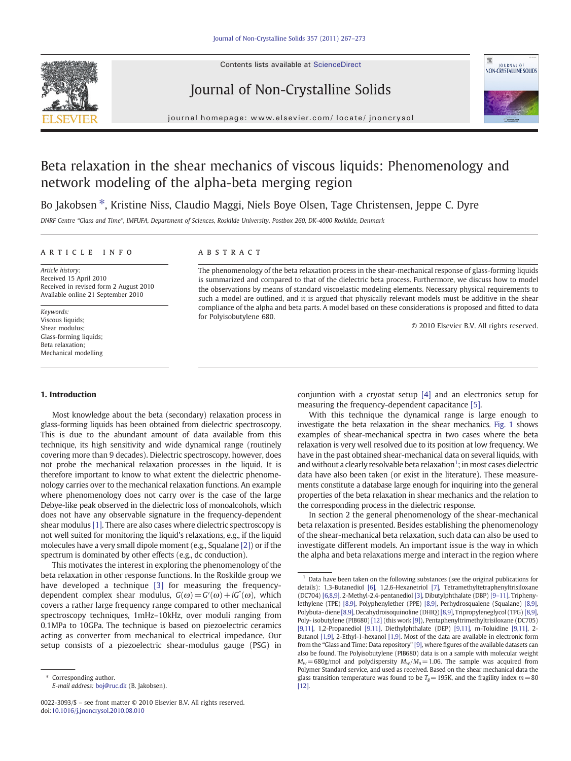# Beta relaxation in the shear mechanics of viscous liquids: Phenomenology and network modeling of the alpha-beta merging region

Bo Jakobsen *, Kristine Niss, Claudio Maggi, Niels Boye Olsen, Tage Christensen, Jeppe C. Dyre

*DNRF Centre "Glass and Time", IMFUFA, Department of Sciences, Roskilde University, Postbox 260, DK-4000 Roskilde, Denmark*

## ARTICLE INFO

*Article history:*
Received 15 April 2010
Received in revised form 2 August 2010
Available online 21 September 2010

*Keywords:*
Viscous liquids;
Shear modulus;
Glass-forming liquids;
Beta relaxation;
Mechanical modelling

## ABSTRACT

The phenomenology of the beta relaxation process in the shear-mechanical response of glass-forming liquids is summarized and compared to that of the dielectric beta process. Furthermore, we discuss how to model the observations by means of standard viscoelastic modeling elements. Necessary physical requirements to such a model are outlined, and it is argued that physically relevant models must be additive in the shear compliance of the alpha and beta parts. A model based on these considerations is proposed and fitted to data for Polyisobutylene 680.

© 2010 Elsevier B.V. All rights reserved.

## 1. Introduction

Most knowledge about the beta (secondary) relaxation process in glass-forming liquids has been obtained from dielectric spectroscopy. This is due to the abundant amount of data available from this technique, its high sensitivity and wide dynamical range (routinely covering more than 9 decades). Dielectric spectroscopy, however, does not probe the mechanical relaxation processes in the liquid. It is therefore important to know to what extent the dielectric phenomenology carries over to the mechanical relaxation functions. An example where phenomenology does not carry over is the case of the large Debye-like peak observed in the dielectric loss of monoalcohols, which does not have any observable signature in the frequency-dependent shear modulus [1]. There are also cases where dielectric spectroscopy is not well suited for monitoring the liquid's relaxations, e.g., if the liquid molecules have a very small dipole moment (e.g., Squalane [2]) or if the spectrum is dominated by other effects (e.g., dc conduction).

This motivates the interest in exploring the phenomenology of the beta relaxation in other response functions. In the Roskilde group we have developed a technique [3] for measuring the frequency-dependent complex shear modulus, $G(\omega) = G'(\omega) + iG''(\omega)$, which covers a rather large frequency range compared to other mechanical spectroscopy techniques, 1mHz–10kHz, over moduli ranging from 0.1MPa to 10GPa. The technique is based on piezoelectric ceramics acting as converter from mechanical to electrical impedance. Our setup consists of a piezoelectric shear-modulus gauge (PSG) in conjunction with a cryostat setup [4] and an electronics setup for measuring the frequency-dependent capacitance [5].

With this technique the dynamical range is large enough to investigate the beta relaxation in the shear mechanics. Fig. 1 shows examples of shear-mechanical spectra in two cases where the beta relaxation is very well resolved due to its position at low frequency. We have in the past obtained shear-mechanical data on several liquids, with and without a clearly resolvable beta relaxation[1]; in most cases dielectric data have also been taken (or exist in the literature). These measurements constitute a database large enough for inquiring into the general properties of the beta relaxation in shear mechanics and the relation to the corresponding process in the dielectric response.

In section 2 the general phenomenology of the shear-mechanical beta relaxation is presented. Besides establishing the phenomenology of the shear-mechanical beta relaxation, such data can also be used to investigate different models. An important issue is the way in which the alpha and beta relaxations merge and interact in the region where

---

[1] Data have been taken on the following substances (see the original publications for details): 1,3-Butanediol [6], 1,2,6-Hexanetriol [7], Tetramethyltetraphenyltrisiloxane (DC704) [6,8,9], 2-Methyl-2,4-pentanediol [3], Dibutylphthalate (DBP) [9–11], Triphenylethylene (TPE) [8,9], Polyphenylether (PPE) [8,9], Perhydrosqualene (Squalane) [8,9], Polybuta- diene [8,9], Decahydroisoquinoline (DHIQ) [8,9], Tripropyleneglycol (TPG) [8,9], Poly- isobutylene (PIB680) [12] (this work [9]), Pentaphenyltrimethyltrisiloxane (DC705) [9,11], 1,2-Propanediol [9,11], Diethylphthalate (DEP) [9,11], m-Toluidine [9,11], 2-Butanol [1,9], 2-Ethyl-1-hexanol [1,9]. Most of the data are available in electronic form from the "Glass and Time: Data repository" [9], where figures of the available datasets can also be found. The Polyisobutylene (PIB680) data is on a sample with molecular weight $M_w = 680$g/mol and polydispersity $M_w/M_n = 1.06$. The sample was acquired from Polymer Standard service, and used as received. Based on the shear mechanical data the glass transition temperature was found to be $T_g = 195$K, and the fragility index $m = 80$ [12].

\* Corresponding author.
*E-mail address:* boj@ruc.dk (B. Jakobsen).

0022-3093/$ – see front matter © 2010 Elsevier B.V. All rights reserved.
doi:10.1016/j.jnoncrysol.2010.08.010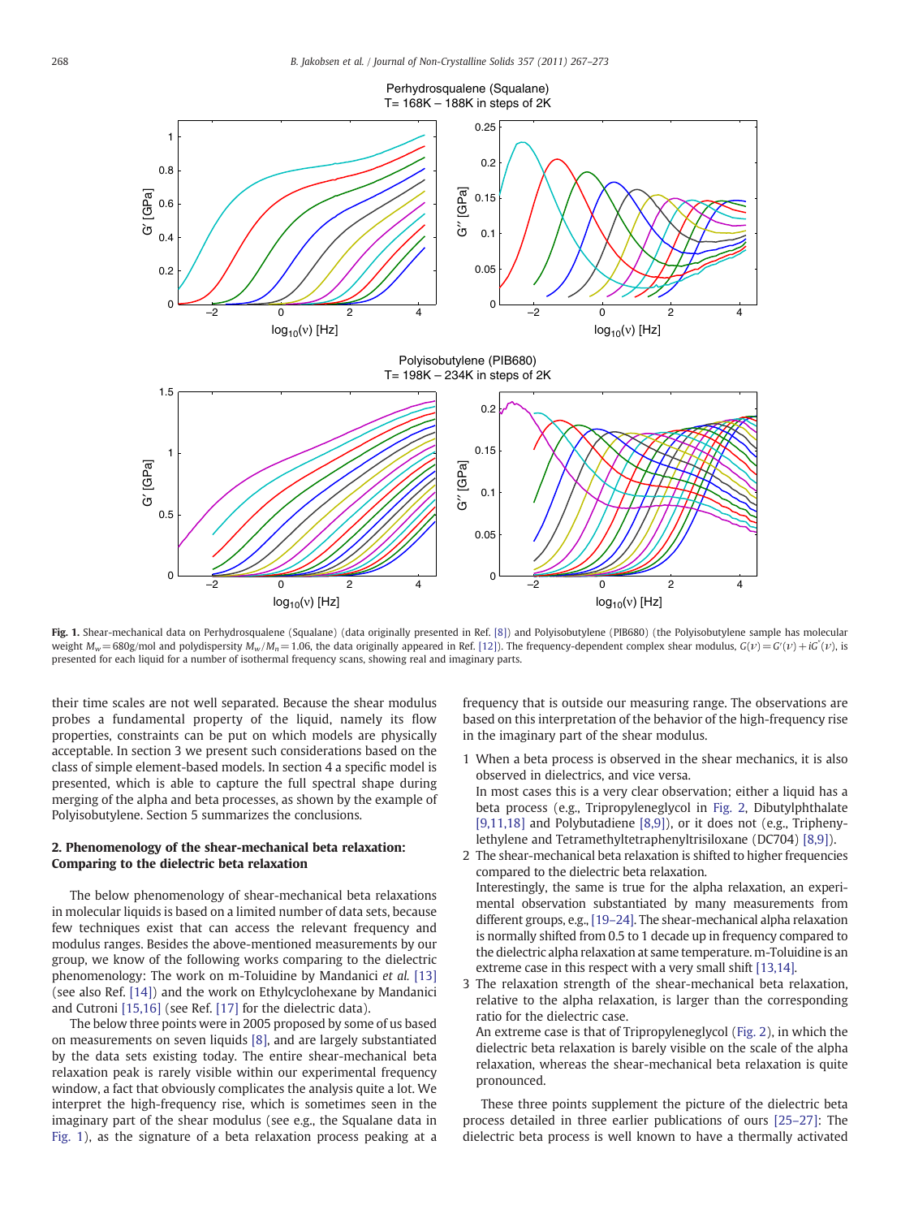Fig. 1. Shear-mechanical data on Perhydrosqualene (Squalane) (data originally presented in Ref. [8]) and Polyisobutylene (PIB680) (the Polyisobutylene sample has molecular weight $M_w = 680$g/mol and polydispersity $M_w/M_n = 1.06$, the data originally appeared in Ref. [12]). The frequency-dependent complex shear modulus, $G(\nu) = G'(\nu) + iG''(\nu)$, is presented for each liquid for a number of isothermal frequency scans, showing real and imaginary parts.

their time scales are not well separated. Because the shear modulus probes a fundamental property of the liquid, namely its flow properties, constraints can be put on which models are physically acceptable. In section 3 we present such considerations based on the class of simple element-based models. In section 4 a specific model is presented, which is able to capture the full spectral shape during merging of the alpha and beta processes, as shown by the example of Polyisobutylene. Section 5 summarizes the conclusions.

## 2. Phenomenology of the shear-mechanical beta relaxation: Comparing to the dielectric beta relaxation

The below phenomenology of shear-mechanical beta relaxations in molecular liquids is based on a limited number of data sets, because few techniques exist that can access the relevant frequency and modulus ranges. Besides the above-mentioned measurements by our group, we know of the following works comparing to the dielectric phenomenology: The work on m-Toluidine by Mandanici *et al.* [13] (see also Ref. [14]) and the work on Ethylcyclohexane by Mandanici and Cutroni [15,16] (see Ref. [17] for the dielectric data).

The below three points were in 2005 proposed by some of us based on measurements on seven liquids [8], and are largely substantiated by the data sets existing today. The entire shear-mechanical beta relaxation peak is rarely visible within our experimental frequency window, a fact that obviously complicates the analysis quite a lot. We interpret the high-frequency rise, which is sometimes seen in the imaginary part of the shear modulus (see e.g., the Squalane data in Fig. 1), as the signature of a beta relaxation process peaking at a frequency that is outside our measuring range. The observations are based on this interpretation of the behavior of the high-frequency rise in the imaginary part of the shear modulus.

1. When a beta process is observed in the shear mechanics, it is also observed in dielectrics, and vice versa.
   In most cases this is a very clear observation; either a liquid has a beta process (e.g., Tripropyleneglycol in Fig. 2, Dibutylphthalate [9,11,18] and Polybutadiene [8,9]), or it does not (e.g., Triphenylethylene and Tetramethyltetraphenyltrisiloxane (DC704) [8,9]).
2. The shear-mechanical beta relaxation is shifted to higher frequencies compared to the dielectric beta relaxation.
   Interestingly, the same is true for the alpha relaxation, an experimental observation substantiated by many measurements from different groups, e.g., [19–24]. The shear-mechanical alpha relaxation is normally shifted from 0.5 to 1 decade up in frequency compared to the dielectric alpha relaxation at same temperature. m-Toluidine is an extreme case in this respect with a very small shift [13,14].
3. The relaxation strength of the shear-mechanical beta relaxation, relative to the alpha relaxation, is larger than the corresponding ratio for the dielectric case.
   An extreme case is that of Tripropyleneglycol (Fig. 2), in which the dielectric beta relaxation is barely visible on the scale of the alpha relaxation, whereas the shear-mechanical beta relaxation is quite pronounced.

These three points supplement the picture of the dielectric beta process detailed in three earlier publications of ours [25–27]: The dielectric beta process is well known to have a thermally activated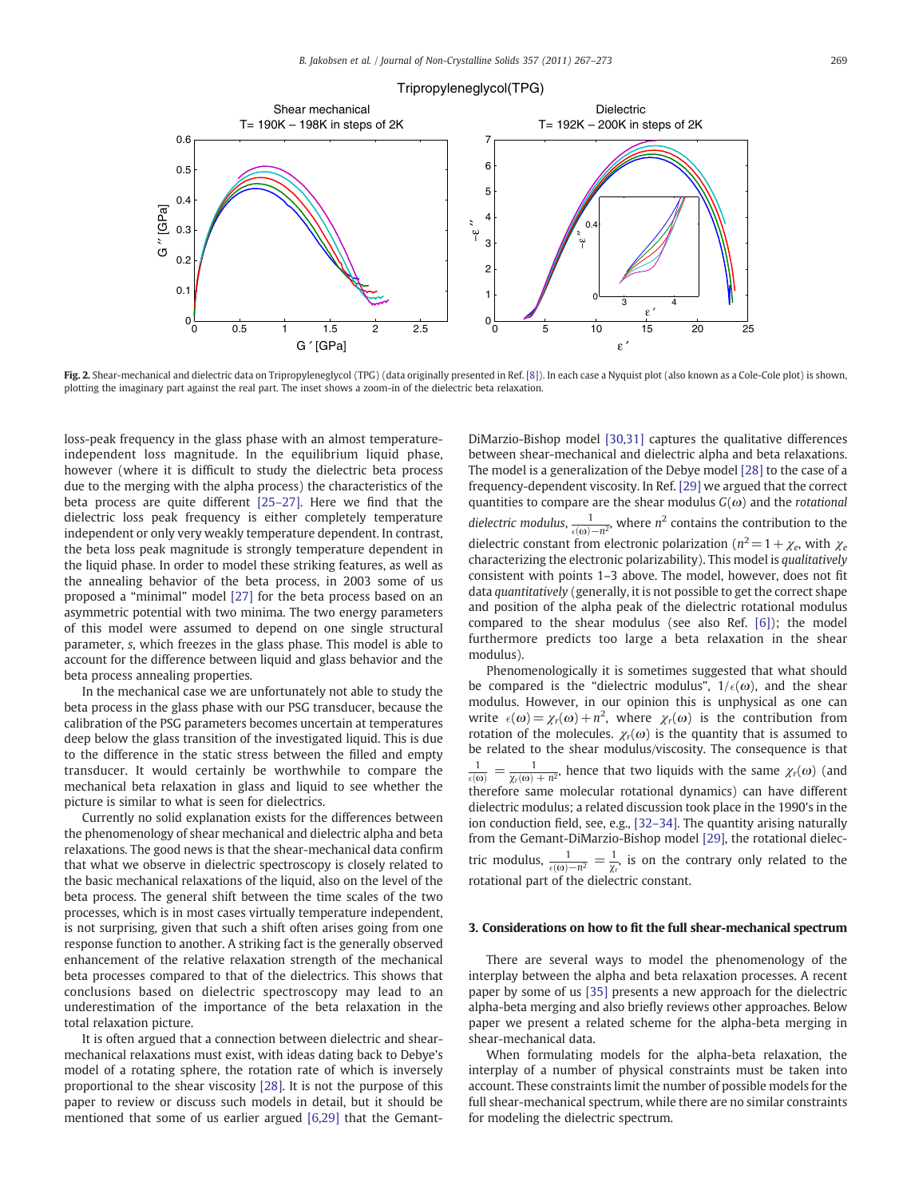Tripropyleneglycol(TPG)

Shear mechanical
T= 190K – 198K in steps of 2K

G ′′ [GPa]

G ′ [GPa]

0
0.1
0.2
0.3
0.4
0.5
0.6

0
0.5
1
1.5
2
2.5

Dielectric
T= 192K – 200K in steps of 2K

−ε ′′

ε ′

0
1
2
3
4
5
6
7

0
5
10
15
20
25

−ε ′′

ε ′

0
0.4
3
4

**Fig. 2.** Shear-mechanical and dielectric data on Tripropyleneglycol (TPG) (data originally presented in Ref. [8]). In each case a Nyquist plot (also known as a Cole-Cole plot) is shown, plotting the imaginary part against the real part. The inset shows a zoom-in of the dielectric beta relaxation.

loss-peak frequency in the glass phase with an almost temperature-independent loss magnitude. In the equilibrium liquid phase, however (where it is difficult to study the dielectric beta process due to the merging with the alpha process) the characteristics of the beta process are quite different [25–27]. Here we find that the dielectric loss peak frequency is either completely temperature independent or only very weakly temperature dependent. In contrast, the beta loss peak magnitude is strongly temperature dependent in the liquid phase. In order to model these striking features, as well as the annealing behavior of the beta process, in 2003 some of us proposed a "minimal" model [27] for the beta process based on an asymmetric potential with two minima. The two energy parameters of this model were assumed to depend on one single structural parameter, *s*, which freezes in the glass phase. This model is able to account for the difference between liquid and glass behavior and the beta process annealing properties.

In the mechanical case we are unfortunately not able to study the beta process in the glass phase with our PSG transducer, because the calibration of the PSG parameters becomes uncertain at temperatures deep below the glass transition of the investigated liquid. This is due to the difference in the static stress between the filled and empty transducer. It would certainly be worthwhile to compare the mechanical beta relaxation in glass and liquid to see whether the picture is similar to what is seen for dielectrics.

Currently no solid explanation exists for the differences between the phenomenology of shear mechanical and dielectric alpha and beta relaxations. The good news is that the shear-mechanical data confirm that what we observe in dielectric spectroscopy is closely related to the basic mechanical relaxations of the liquid, also on the level of the beta process. The general shift between the time scales of the two processes, which is in most cases virtually temperature independent, is not surprising, given that such a shift often arises going from one response function to another. A striking fact is the generally observed enhancement of the relative relaxation strength of the mechanical beta processes compared to that of the dielectrics. This shows that conclusions based on dielectric spectroscopy may lead to an underestimation of the importance of the beta relaxation in the total relaxation picture.

It is often argued that a connection between dielectric and shear-mechanical relaxations must exist, with ideas dating back to Debye's model of a rotating sphere, the rotation rate of which is inversely proportional to the shear viscosity [28]. It is not the purpose of this paper to review or discuss such models in detail, but it should be mentioned that some of us earlier argued [6,29] that the Gemant-DiMarzio-Bishop model [30,31] captures the qualitative differences between shear-mechanical and dielectric alpha and beta relaxations. The model is a generalization of the Debye model [28] to the case of a frequency-dependent viscosity. In Ref. [29] we argued that the correct quantities to compare are the shear modulus $G(\omega)$ and the *rotational dielectric modulus*, $\frac{1}{\epsilon(\omega)-n^2}$, where $n^2$ contains the contribution to the dielectric constant from electronic polarization ($n^2=1+\chi_e$, with $\chi_e$ characterizing the electronic polarizability). This model is *qualitatively* consistent with points 1–3 above. The model, however, does not fit data *quantitatively* (generally, it is not possible to get the correct shape and position of the alpha peak of the dielectric rotational modulus compared to the shear modulus (see also Ref. [6]); the model furthermore predicts too large a beta relaxation in the shear modulus).

Phenomenologically it is sometimes suggested that what should be compared is the "dielectric modulus", $1/\epsilon(\omega)$, and the shear modulus. However, in our opinion this is unphysical as one can write $\epsilon(\omega)=\chi_r(\omega)+n^2$, where $\chi_r(\omega)$ is the contribution from rotation of the molecules. $\chi_r(\omega)$ is the quantity that is assumed to be related to the shear modulus/viscosity. The consequence is that $\frac{1}{\epsilon(\omega)}=\frac{1}{\chi_r(\omega)+n^2}$, hence that two liquids with the same $\chi_r(\omega)$ (and therefore same molecular rotational dynamics) can have different dielectric modulus; a related discussion took place in the 1990's in the ion conduction field, see, e.g., [32–34]. The quantity arising naturally from the Gemant-DiMarzio-Bishop model [29], the rotational dielectric modulus, $\frac{1}{\epsilon(\omega)-n^2}=\frac{1}{\chi_r}$, is on the contrary only related to the rotational part of the dielectric constant.

## 3. Considerations on how to fit the full shear-mechanical spectrum

There are several ways to model the phenomenology of the interplay between the alpha and beta relaxation processes. A recent paper by some of us [35] presents a new approach for the dielectric alpha-beta merging and also briefly reviews other approaches. Below paper we present a related scheme for the alpha-beta merging in shear-mechanical data.

When formulating models for the alpha-beta relaxation, the interplay of a number of physical constraints must be taken into account. These constraints limit the number of possible models for the full shear-mechanical spectrum, while there are no similar constraints for modeling the dielectric spectrum.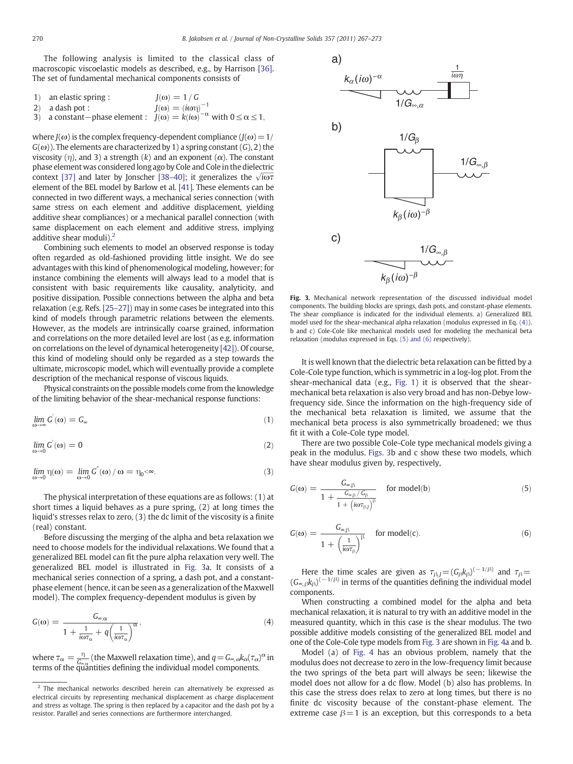The following analysis is limited to the classical class of macroscopic viscoelastic models as described, e.g., by Harrison [36]. The set of fundamental mechanical components consists of

1) an elastic spring: $J(\omega) = 1/G$
2) a dash pot: $J(\omega) = (i\omega\eta)^{-1}$
3) a constant−phase element: $J(\omega) = k(i\omega)^{-\alpha}$ with $0 \leq \alpha \leq 1$,

where $J(\omega)$ is the complex frequency-dependent compliance ($J(\omega) = 1/G(\omega)$). The elements are characterized by 1) a spring constant ($G$), 2) the viscosity ($\eta$), and 3) a strength ($k$) and an exponent ($\alpha$). The constant phase element was considered long ago by Cole and Cole in the dielectric context [37] and later by Jonscher [38–40]; it generalizes the $\sqrt{i\omega\tau}$ element of the BEL model by Barlow et al. [41]. These elements can be connected in two different ways, a mechanical series connection (with same stress on each element and additive displacement, yielding additive shear compliances) or a mechanical parallel connection (with same displacement on each element and additive stress, implying additive shear moduli).[2]

Combining such elements to model an observed response is today often regarded as old-fashioned providing little insight. We do see advantages with this kind of phenomenological modeling, however; for instance combining the elements will always lead to a model that is consistent with basic requirements like causality, analyticity, and positive dissipation. Possible connections between the alpha and beta relaxation (e.g. Refs. [25–27]) may in some cases be integrated into this kind of models through parametric relations between the elements. However, as the models are intrinsically coarse grained, information and correlations on the more detailed level are lost (as e.g. information on correlations on the level of dynamical heterogeneity [42]). Of course, this kind of modeling should only be regarded as a step towards the ultimate, microscopic model, which will eventually provide a complete description of the mechanical response of viscous liquids.

Physical constraints on the possible models come from the knowledge of the limiting behavior of the shear-mechanical response functions:

$$\lim_{\omega \to \infty} G'(\omega) = G_\infty \tag{1}$$

$$\lim_{\omega \to 0} G'(\omega) = 0 \tag{2}$$

$$\lim_{\omega \to 0} \eta(\omega) = \lim_{\omega \to 0} G''(\omega)/\omega = \eta_0 < \infty. \tag{3}$$

The physical interpretation of these equations are as follows: (1) at short times a liquid behaves as a pure spring, (2) at long times the liquid's stresses relax to zero, (3) the dc limit of the viscosity is a finite (real) constant.

Before discussing the merging of the alpha and beta relaxation we need to choose models for the individual relaxations. We found that a generalized BEL model can fit the pure alpha relaxation very well. The generalized BEL model is illustrated in Fig. 3a. It consists of a mechanical series connection of a spring, a dash pot, and a constant-phase element (hence, it can be seen as a generalization of the Maxwell model). The complex frequency-dependent modulus is given by

$$G(\omega) = \frac{G_{\infty,\alpha}}{1 + \frac{1}{i\omega\tau_\alpha} + q\left(\frac{1}{i\omega\tau_\alpha}\right)^\alpha}, \tag{4}$$

where $\tau_\alpha = \frac{\eta}{G_{\infty,\alpha}}$ (the Maxwell relaxation time), and $q = G_{\infty,\alpha}k_\alpha(\tau_\alpha)^\alpha$ in terms of the quantities defining the individual model components.

[2] The mechanical networks described herein can alternatively be expressed as electrical circuits by representing mechanical displacement as charge displacement and stress as voltage. The spring is then replaced by a capacitor and the dash pot by a resistor. Parallel and series connections are furthermore interchanged.

Fig. 3. Mechanical network representation of the discussed individual model components. The building blocks are springs, dash pots, and constant-phase elements. The shear compliance is indicated for the individual elements. a) Generalized BEL model used for the shear-mechanical alpha relaxation (modulus expressed in Eq. (4)). b and c) Cole-Cole like mechanical models used for modeling the mechanical beta relaxation (modulus expressed in Eqs. (5) and (6) respectively).

It is well known that the dielectric beta relaxation can be fitted by a Cole-Cole type function, which is symmetric in a log-log plot. From the shear-mechanical data (e.g., Fig. 1) it is observed that the shear-mechanical beta relaxation is also very broad and has non-Debye low-frequency side. Since the information on the high-frequency side of the mechanical beta relaxation is limited, we assume that the mechanical beta process is also symmetrically broadened; we thus fit it with a Cole-Cole type model.

There are two possible Cole-Cole type mechanical models giving a peak in the modulus. Figs. 3b and c show these two models, which have shear modulus given by, respectively,

$$G(\omega) = \frac{G_{\infty,\beta}}{1 + \frac{G_{\infty,\beta}/G_\beta}{1 + (i\omega\tau_{\beta,J})^\beta}} \quad \text{for model(b)} \tag{5}$$

$$G(\omega) = \frac{G_{\infty,\beta}}{1 + \left(\frac{1}{i\omega\tau_\beta}\right)^\beta} \quad \text{for model(c)}. \tag{6}$$

Here the time scales are given as $\tau_{\beta,J} = (G_\beta k_\beta)^{(-1/\beta)}$ and $\tau_\beta = (G_{\infty,\beta}k_\beta)^{(-1/\beta)}$ in terms of the quantities defining the individual model components.

When constructing a combined model for the alpha and beta mechanical relaxation, it is natural to try with an additive model in the measured quantity, which in this case is the shear modulus. The two possible additive models consisting of the generalized BEL model and one of the Cole-Cole type models from Fig. 3 are shown in Fig. 4a and b.

Model (a) of Fig. 4 has an obvious problem, namely that the modulus does not decrease to zero in the low-frequency limit because the two springs of the beta part will always be seen; likewise the model does not allow for a dc flow. Model (b) also has problems. In this case the stress does relax to zero at long times, but there is no finite dc viscosity because of the constant-phase element. The extreme case $\beta = 1$ is an exception, but this corresponds to a beta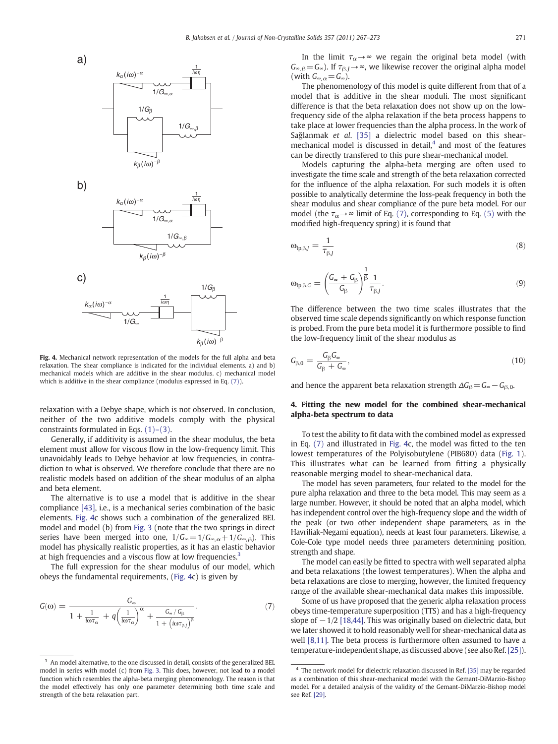a)

b)

c)

Fig. 4. Mechanical network representation of the models for the full alpha and beta relaxation. The shear compliance is indicated for the individual elements. a) and b) mechanical models which are additive in the shear modulus. c) mechanical model which is additive in the shear compliance (modulus expressed in Eq. (7)).

relaxation with a Debye shape, which is not observed. In conclusion, neither of the two additive models comply with the physical constraints formulated in Eqs. (1)–(3).

Generally, if additivity is assumed in the shear modulus, the beta element must allow for viscous flow in the low-frequency limit. This unavoidably leads to Debye behavior at low frequencies, in contradiction to what is observed. We therefore conclude that there are no realistic models based on addition of the shear modulus of an alpha and beta element.

The alternative is to use a model that is additive in the shear compliance [43], i.e., is a mechanical series combination of the basic elements. Fig. 4c shows such a combination of the generalized BEL model and model (b) from Fig. 3 (note that the two springs in direct series have been merged into one, $1/G_\infty = 1/G_{\infty,\alpha} + 1/G_{\infty,\beta}$). This model has physically realistic properties, as it has an elastic behavior at high frequencies and a viscous flow at low frequencies.[3]

The full expression for the shear modulus of our model, which obeys the fundamental requirements, (Fig. 4c) is given by

$$G(\omega) = \frac{G_\infty}{1 + \frac{1}{i\omega\tau_\alpha} + q\left(\frac{1}{i\omega\tau_\alpha}\right)^\alpha + \frac{G_\infty / G_\beta}{1 + \left(i\omega\tau_{\beta,J}\right)^\beta}}. \tag{7}$$

In the limit $\tau_\alpha \to \infty$ we regain the original beta model (with $G_{\infty,\beta} = G_\infty$). If $\tau_{\beta,J} \to \infty$, we likewise recover the original alpha model (with $G_{\infty,\alpha} = G_\infty$).

The phenomenology of this model is quite different from that of a model that is additive in the shear moduli. The most significant difference is that the beta relaxation does not show up on the low-frequency side of the alpha relaxation if the beta process happens to take place at lower frequencies than the alpha process. In the work of Sağlanmak *et al.* [35] a dielectric model based on this shear-mechanical model is discussed in detail,[4] and most of the features can be directly transfered to this pure shear-mechanical model.

Models capturing the alpha-beta merging are often used to investigate the time scale and strength of the beta relaxation corrected for the influence of the alpha relaxation. For such models it is often possible to analytically determine the loss-peak frequency in both the shear modulus and shear compliance of the pure beta model. For our model (the $\tau_\alpha \to \infty$ limit of Eq. (7), corresponding to Eq. (5) with the modified high-frequency spring) it is found that

$$\omega_{\mathrm{lp},\beta,J} = \frac{1}{\tau_{\beta,J}} \tag{8}$$

$$\omega_{\mathrm{lp},\beta,G} = \left(\frac{G_\infty + G_\beta}{G_\beta}\right)^{\frac{1}{\beta}} \frac{1}{\tau_{\beta,J}}. \tag{9}$$

The difference between the two time scales illustrates that the observed time scale depends significantly on which response function is probed. From the pure beta model it is furthermore possible to find the low-frequency limit of the shear modulus as

$$G_{\beta,0} = \frac{G_\beta G_\infty}{G_\beta + G_\infty}, \tag{10}$$

and hence the apparent beta relaxation strength $\Delta G_\beta = G_\infty - G_{\beta,0}$.

## 4. Fitting the new model for the combined shear-mechanical alpha-beta spectrum to data

To test the ability to fit data with the combined model as expressed in Eq. (7) and illustrated in Fig. 4c, the model was fitted to the ten lowest temperatures of the Polyisobutylene (PIB680) data (Fig. 1). This illustrates what can be learned from fitting a physically reasonable merging model to shear-mechanical data.

The model has seven parameters, four related to the model for the pure alpha relaxation and three to the beta model. This may seem as a large number. However, it should be noted that an alpha model, which has independent control over the high-frequency slope and the width of the peak (or two other independent shape parameters, as in the Havriliak-Negami equation), needs at least four parameters. Likewise, a Cole-Cole type model needs three parameters determining position, strength and shape.

The model can easily be fitted to spectra with well separated alpha and beta relaxations (the lowest temperatures). When the alpha and beta relaxations are close to merging, however, the limited frequency range of the available shear-mechanical data makes this impossible.

Some of us have proposed that the generic alpha relaxation process obeys time-temperature superposition (TTS) and has a high-frequency slope of $-1/2$ [18,44]. This was originally based on dielectric data, but we later showed it to hold reasonably well for shear-mechanical data as well [8,11]. The beta process is furthermore often assumed to have a temperature-independent shape, as discussed above (see also Ref. [25]).

[3] An model alternative, to the one discussed in detail, consists of the generalized BEL model in series with model (c) from Fig. 3. This does, however, not lead to a model function which resembles the alpha-beta merging phenomenology. The reason is that the model effectively has only one parameter determining both time scale and strength of the beta relaxation part.

[4] The network model for dielectric relaxation discussed in Ref. [35] may be regarded as a combination of this shear-mechanical model with the Gemant-DiMarzio-Bishop model. For a detailed analysis of the validity of the Gemant-DiMarzio-Bishop model see Ref. [29].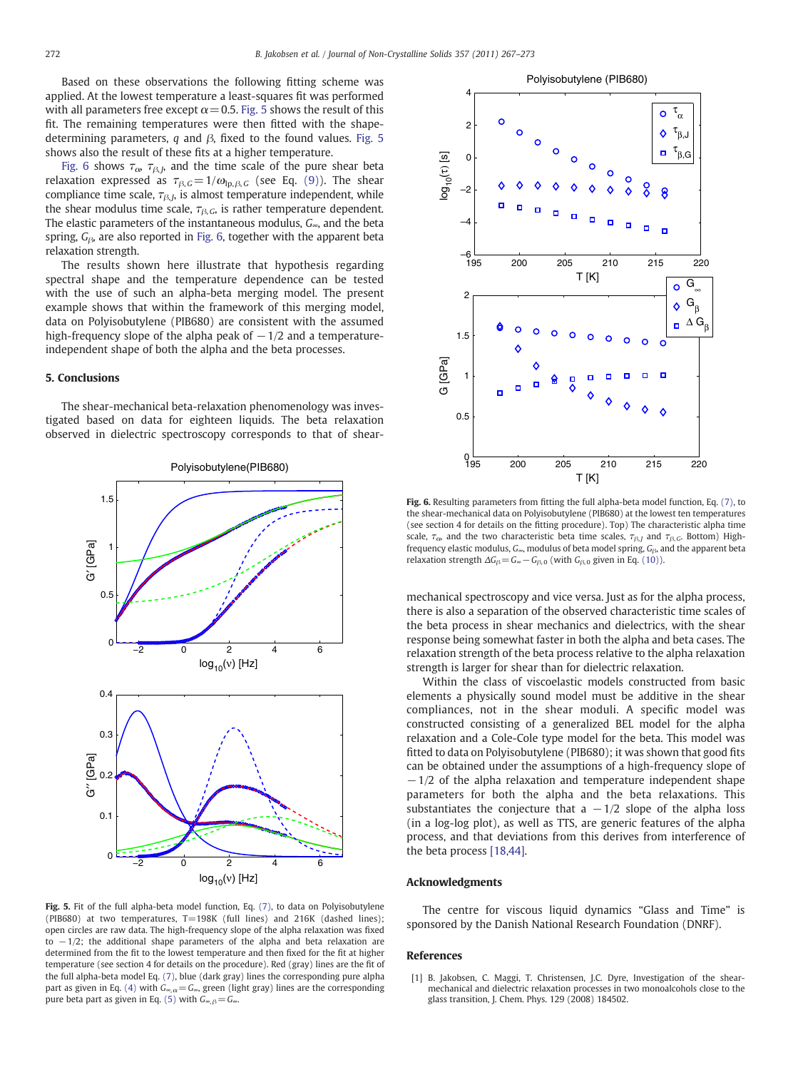Based on these observations the following fitting scheme was applied. At the lowest temperature a least-squares fit was performed with all parameters free except $\alpha = 0.5$. Fig. 5 shows the result of this fit. The remaining temperatures were then fitted with the shape-determining parameters, $q$ and $\beta$, fixed to the found values. Fig. 5 shows also the result of these fits at a higher temperature.

Fig. 6 shows $\tau_\alpha$, $\tau_{\beta,J}$, and the time scale of the pure shear beta relaxation expressed as $\tau_{\beta,G} = 1/\omega_{\mathrm{lp},\beta,G}$ (see Eq. (9)). The shear compliance time scale, $\tau_{\beta,J}$, is almost temperature independent, while the shear modulus time scale, $\tau_{\beta,G}$, is rather temperature dependent. The elastic parameters of the instantaneous modulus, $G_\infty$, and the beta spring, $G_\beta$, are also reported in Fig. 6, together with the apparent beta relaxation strength.

The results shown here illustrate that hypothesis regarding spectral shape and the temperature dependence can be tested with the use of such an alpha-beta merging model. The present example shows that within the framework of this merging model, data on Polyisobutylene (PIB680) are consistent with the assumed high-frequency slope of the alpha peak of $-1/2$ and a temperature-independent shape of both the alpha and the beta processes.

## 5. Conclusions

The shear-mechanical beta-relaxation phenomenology was investigated based on data for eighteen liquids. The beta relaxation observed in dielectric spectroscopy corresponds to that of shear-mechanical spectroscopy and vice versa. Just as for the alpha process, there is also a separation of the observed characteristic time scales of the beta process in shear mechanics and dielectrics, with the shear response being somewhat faster in both the alpha and beta cases. The relaxation strength of the beta process relative to the alpha relaxation strength is larger for shear than for dielectric relaxation.

Within the class of viscoelastic models constructed from basic elements a physically sound model must be additive in the shear compliances, not in the shear moduli. A specific model was constructed consisting of a generalized BEL model for the alpha relaxation and a Cole-Cole type model for the beta. This model was fitted to data on Polyisobutylene (PIB680); it was shown that good fits can be obtained under the assumptions of a high-frequency slope of $-1/2$ of the alpha relaxation and temperature independent shape parameters for both the alpha and the beta relaxations. This substantiates the conjecture that a $-1/2$ slope of the alpha loss (in a log-log plot), as well as TTS, are generic features of the alpha process, and that deviations from this derives from interference of the beta process [18,44].

**Fig. 5.** Fit of the full alpha-beta model function, Eq. (7), to data on Polyisobutylene (PIB680) at two temperatures, T=198K (full lines) and 216K (dashed lines); open circles are raw data. The high-frequency slope of the alpha relaxation was fixed to $-1/2$; the additional shape parameters of the alpha and beta relaxation are determined from the fit to the lowest temperature and then fixed for the fit at higher temperature (see section 4 for details on the procedure). Red (gray) lines are the fit of the full alpha-beta model Eq. (7), blue (dark gray) lines the corresponding pure alpha part as given in Eq. (4) with $G_{\infty,\alpha} = G_\infty$, green (light gray) lines are the corresponding pure beta part as given in Eq. (5) with $G_{\infty,\beta} = G_\infty$.

**Fig. 6.** Resulting parameters from fitting the full alpha-beta model function, Eq. (7), to the shear-mechanical data on Polyisobutylene (PIB680) at the lowest ten temperatures (see section 4 for details on the fitting procedure). Top) The characteristic alpha time scale, $\tau_\alpha$, and the two characteristic beta time scales, $\tau_{\beta,J}$ and $\tau_{\beta,G}$. Bottom) High-frequency elastic modulus, $G_\infty$, modulus of beta model spring, $G_\beta$, and the apparent beta relaxation strength $\Delta G_\beta = G_\infty - G_{\beta,0}$ (with $G_{\beta,0}$ given in Eq. (10)).

## Acknowledgments

The centre for viscous liquid dynamics "Glass and Time" is sponsored by the Danish National Research Foundation (DNRF).

## References

[1] B. Jakobsen, C. Maggi, T. Christensen, J.C. Dyre, Investigation of the shear-mechanical and dielectric relaxation processes in two monoalcohols close to the glass transition, J. Chem. Phys. 129 (2008) 184502.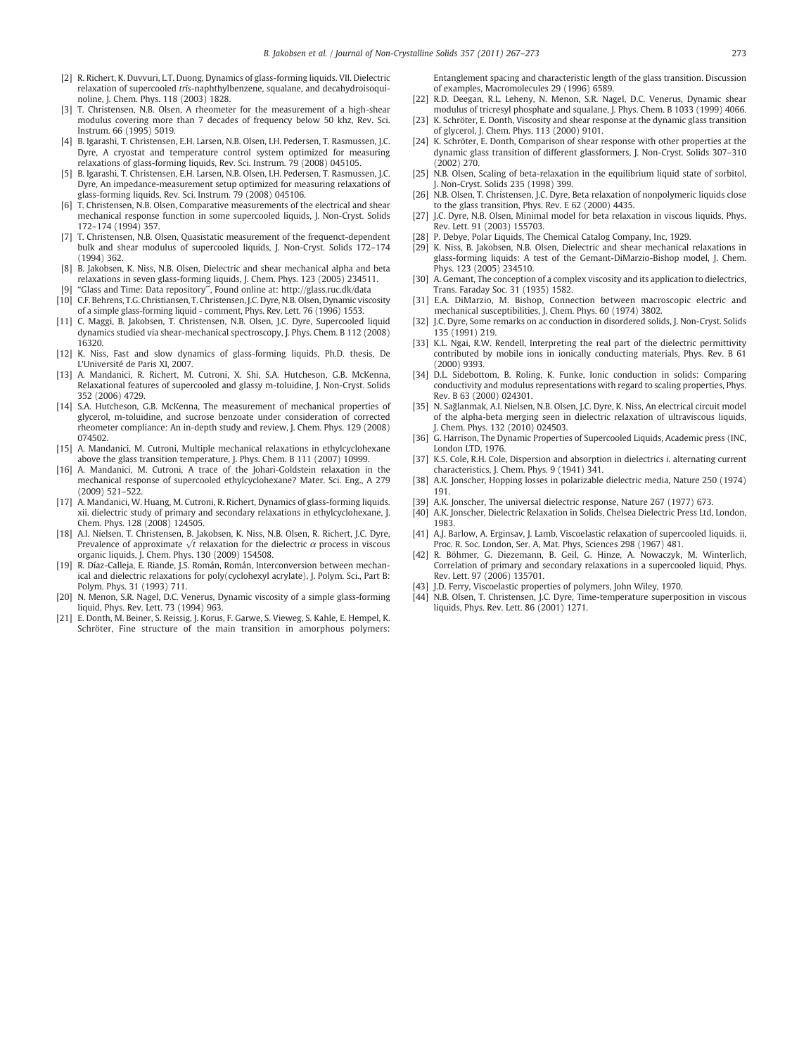[2] R. Richert, K. Duvvuri, L.T. Duong, Dynamics of glass-forming liquids. VII. Dielectric relaxation of supercooled *tris*-naphthylbenzene, squalane, and decahydroisoquinoline, J. Chem. Phys. 118 (2003) 1828.

[3] T. Christensen, N.B. Olsen, A rheometer for the measurement of a high-shear modulus covering more than 7 decades of frequency below 50 khz, Rev. Sci. Instrum. 66 (1995) 5019.

[4] B. Igarashi, T. Christensen, E.H. Larsen, N.B. Olsen, I.H. Pedersen, T. Rasmussen, J.C. Dyre, A cryostat and temperature control system optimized for measuring relaxations of glass-forming liquids, Rev. Sci. Instrum. 79 (2008) 045105.

[5] B. Igarashi, T. Christensen, E.H. Larsen, N.B. Olsen, I.H. Pedersen, T. Rasmussen, J.C. Dyre, An impedance-measurement setup optimized for measuring relaxations of glass-forming liquids, Rev. Sci. Instrum. 79 (2008) 045106.

[6] T. Christensen, N.B. Olsen, Comparative measurements of the electrical and shear mechanical response function in some supercooled liquids, J. Non-Cryst. Solids 172–174 (1994) 357.

[7] T. Christensen, N.B. Olsen, Quasistatic measurement of the frequenct-dependent bulk and shear modulus of supercooled liquids, J. Non-Cryst. Solids 172–174 (1994) 362.

[8] B. Jakobsen, K. Niss, N.B. Olsen, Dielectric and shear mechanical alpha and beta relaxations in seven glass-forming liquids, J. Chem. Phys. 123 (2005) 234511.

[9] "Glass and Time: Data repository", Found online at: http://glass.ruc.dk/data

[10] C.F. Behrens, T.G. Christiansen, T. Christensen, J.C. Dyre, N.B. Olsen, Dynamic viscosity of a simple glass-forming liquid - comment, Phys. Rev. Lett. 76 (1996) 1553.

[11] C. Maggi, B. Jakobsen, T. Christensen, N.B. Olsen, J.C. Dyre, Supercooled liquid dynamics studied via shear-mechanical spectroscopy, J. Phys. Chem. B 112 (2008) 16320.

[12] K. Niss, Fast and slow dynamics of glass-forming liquids, Ph.D. thesis, De L'Université de Paris XI, 2007.

[13] A. Mandanici, R. Richert, M. Cutroni, X. Shi, S.A. Hutcheson, G.B. McKenna, Relaxational features of supercooled and glassy m-toluidine, J. Non-Cryst. Solids 352 (2006) 4729.

[14] S.A. Hutcheson, G.B. McKenna, The measurement of mechanical properties of glycerol, m-toluidine, and sucrose benzoate under consideration of corrected rheometer compliance: An in-depth study and review, J. Chem. Phys. 129 (2008) 074502.

[15] A. Mandanici, M. Cutroni, Multiple mechanical relaxations in ethylcyclohexane above the glass transition temperature, J. Phys. Chem. B 111 (2007) 10999.

[16] A. Mandanici, M. Cutroni, A trace of the Johari-Goldstein relaxation in the mechanical response of supercooled ethylcyclohexane? Mater. Sci. Eng., A 279 (2009) 521–522.

[17] A. Mandanici, W. Huang, M. Cutroni, R. Richert, Dynamics of glass-forming liquids. xii. dielectric study of primary and secondary relaxations in ethylcyclohexane, J. Chem. Phys. 128 (2008) 124505.

[18] A.I. Nielsen, T. Christensen, B. Jakobsen, K. Niss, N.B. Olsen, R. Richert, J.C. Dyre, Prevalence of approximate $\sqrt{t}$ relaxation for the dielectric $\alpha$ process in viscous organic liquids, J. Chem. Phys. 130 (2009) 154508.

[19] R. Díaz-Calleja, E. Riande, J.S. Román, Román, Interconversion between mechanical and dielectric relaxations for poly(cyclohexyl acrylate), J. Polym. Sci., Part B: Polym. Phys. 31 (1993) 711.

[20] N. Menon, S.R. Nagel, D.C. Venerus, Dynamic viscosity of a simple glass-forming liquid, Phys. Rev. Lett. 73 (1994) 963.

[21] E. Donth, M. Beiner, S. Reissig, J. Korus, F. Garwe, S. Vieweg, S. Kahle, E. Hempel, K. Schröter, Fine structure of the main transition in amorphous polymers: Entanglement spacing and characteristic length of the glass transition. Discussion of examples, Macromolecules 29 (1996) 6589.

[22] R.D. Deegan, R.L. Leheny, N. Menon, S.R. Nagel, D.C. Venerus, Dynamic shear modulus of tricresyl phosphate and squalane, J. Phys. Chem. B 1033 (1999) 4066.

[23] K. Schröter, E. Donth, Viscosity and shear response at the dynamic glass transition of glycerol, J. Chem. Phys. 113 (2000) 9101.

[24] K. Schröter, E. Donth, Comparison of shear response with other properties at the dynamic glass transition of different glassformers, J. Non-Cryst. Solids 307–310 (2002) 270.

[25] N.B. Olsen, Scaling of beta-relaxation in the equilibrium liquid state of sorbitol, J. Non-Cryst. Solids 235 (1998) 399.

[26] N.B. Olsen, T. Christensen, J.C. Dyre, Beta relaxation of nonpolymeric liquids close to the glass transition, Phys. Rev. E 62 (2000) 4435.

[27] J.C. Dyre, N.B. Olsen, Minimal model for beta relaxation in viscous liquids, Phys. Rev. Lett. 91 (2003) 155703.

[28] P. Debye, Polar Liquids, The Chemical Catalog Company, Inc, 1929.

[29] K. Niss, B. Jakobsen, N.B. Olsen, Dielectric and shear mechanical relaxations in glass-forming liquids: A test of the Gemant-DiMarzio-Bishop model, J. Chem. Phys. 123 (2005) 234510.

[30] A. Gemant, The conception of a complex viscosity and its application to dielectrics, Trans. Faraday Soc. 31 (1935) 1582.

[31] E.A. DiMarzio, M. Bishop, Connection between macroscopic electric and mechanical susceptibilities, J. Chem. Phys. 60 (1974) 3802.

[32] J.C. Dyre, Some remarks on ac conduction in disordered solids, J. Non-Cryst. Solids 135 (1991) 219.

[33] K.L. Ngai, R.W. Rendell, Interpreting the real part of the dielectric permittivity contributed by mobile ions in ionically conducting materials, Phys. Rev. B 61 (2000) 9393.

[34] D.L. Sidebottom, B. Roling, K. Funke, Ionic conduction in solids: Comparing conductivity and modulus representations with regard to scaling properties, Phys. Rev. B 63 (2000) 024301.

[35] N. Sağlanmak, A.I. Nielsen, N.B. Olsen, J.C. Dyre, K. Niss, An electrical circuit model of the alpha-beta merging seen in dielectric relaxation of ultraviscous liquids, J. Chem. Phys. 132 (2010) 024503.

[36] G. Harrison, The Dynamic Properties of Supercooled Liquids, Academic press (INC, London LTD, 1976.

[37] K.S. Cole, R.H. Cole, Dispersion and absorption in dielectrics i. alternating current characteristics, J. Chem. Phys. 9 (1941) 341.

[38] A.K. Jonscher, Hopping losses in polarizable dielectric media, Nature 250 (1974) 191.

[39] A.K. Jonscher, The universal dielectric response, Nature 267 (1977) 673.

[40] A.K. Jonscher, Dielectric Relaxation in Solids, Chelsea Dielectric Press Ltd, London, 1983.

[41] A.J. Barlow, A. Erginsav, J. Lamb, Viscoelastic relaxation of supercooled liquids. ii, Proc. R. Soc. London, Ser. A, Mat. Phys, Sciences 298 (1967) 481.

[42] R. Böhmer, G. Diezemann, B. Geil, G. Hinze, A. Nowaczyk, M. Winterlich, Correlation of primary and secondary relaxations in a supercooled liquid, Phys. Rev. Lett. 97 (2006) 135701.

[43] J.D. Ferry, Viscoelastic properties of polymers, John Wiley, 1970.

[44] N.B. Olsen, T. Christensen, J.C. Dyre, Time-temperature superposition in viscous liquids, Phys. Rev. Lett. 86 (2001) 1271.